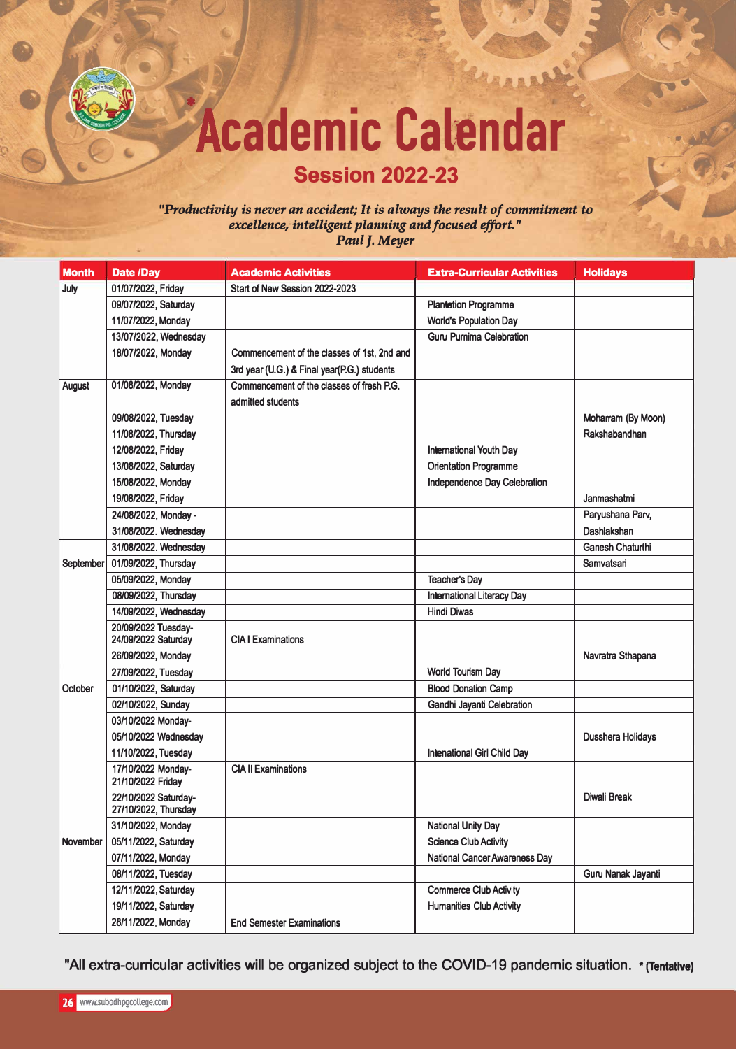# Academic Calendar

## Session 2022-23

*"Productivity is never an accident; It is always the result of commitment to excellence, intelligent planning and focused effort."*
*Paul J. Meyer*

| Month | Date /Day | Academic Activities | Extra-Curricular Activities | Holidays |
|---|---|---|---|---|
| July | 01/07/2022, Friday | Start of New Session 2022-2023 | | |
| | 09/07/2022, Saturday | | Plantation Programme | |
| | 11/07/2022, Monday | | World's Population Day | |
| | 13/07/2022, Wednesday | | Guru Purnima Celebration | |
| | 18/07/2022, Monday | Commencement of the classes of 1st, 2nd and 3rd year (U.G.) & Final year(P.G.) students | | |
| August | 01/08/2022, Monday | Commencement of the classes of fresh P.G. admitted students | | |
| | 09/08/2022, Tuesday | | | Moharram (By Moon) |
| | 11/08/2022, Thursday | | | Rakshabandhan |
| | 12/08/2022, Friday | | International Youth Day | |
| | 13/08/2022, Saturday | | Orientation Programme | |
| | 15/08/2022, Monday | | Independence Day Celebration | |
| | 19/08/2022, Friday | | | Janmashatmi |
| | 24/08/2022, Monday - 31/08/2022. Wednesday | | | Paryushana Parv, Dashlakshan |
| | 31/08/2022. Wednesday | | | Ganesh Chaturthi |
| September | 01/09/2022, Thursday | | | Samvatsari |
| | 05/09/2022, Monday | | Teacher's Day | |
| | 08/09/2022, Thursday | | International Literacy Day | |
| | 14/09/2022, Wednesday | | Hindi Diwas | |
| | 20/09/2022 Tuesday-24/09/2022 Saturday | CIA I Examinations | | |
| | 26/09/2022, Monday | | | Navratra Sthapana |
| | 27/09/2022, Tuesday | | World Tourism Day | |
| October | 01/10/2022, Saturday | | Blood Donation Camp | |
| | 02/10/2022, Sunday | | Gandhi Jayanti Celebration | |
| | 03/10/2022 Monday-05/10/2022 Wednesday | | | Dusshera Holidays |
| | 11/10/2022, Tuesday | | Intenational Girl Child Day | |
| | 17/10/2022 Monday-21/10/2022 Friday | CIA II Examinations | | |
| | 22/10/2022 Saturday-27/10/2022, Thursday | | | Diwali Break |
| | 31/10/2022, Monday | | National Unity Day | |
| November | 05/11/2022, Saturday | | Science Club Activity | |
| | 07/11/2022, Monday | | National Cancer Awareness Day | |
| | 08/11/2022, Tuesday | | | Guru Nanak Jayanti |
| | 12/11/2022, Saturday | | Commerce Club Activity | |
| | 19/11/2022, Saturday | | Humanities Club Activity | |
| | 28/11/2022, Monday | End Semester Examinations | | |

"All extra-curricular activities will be organized subject to the COVID-19 pandemic situation. * (Tentative)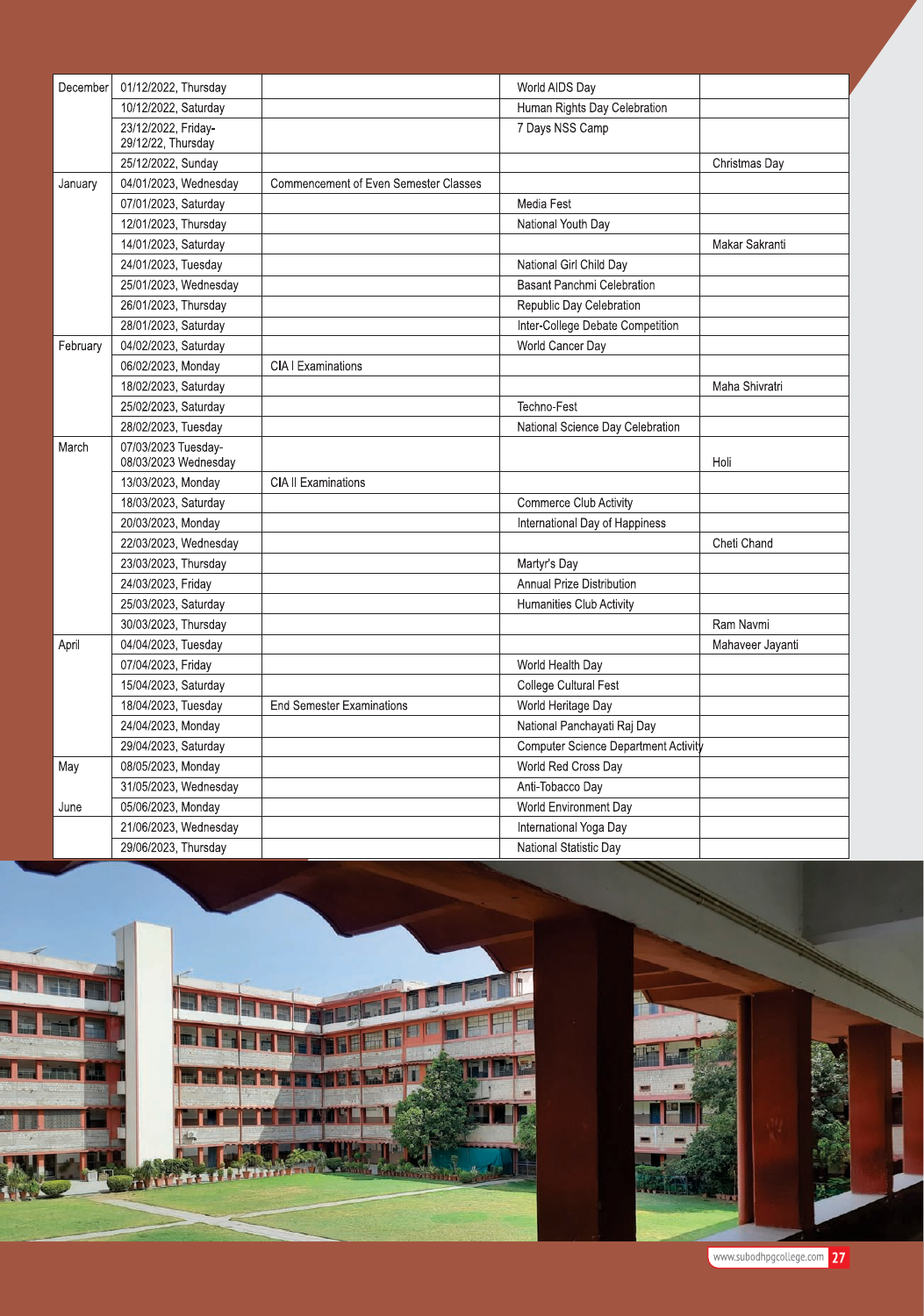| | | | | |
|---|---|---|---|---|
| December | 01/12/2022, Thursday | | World AIDS Day | |
| | 10/12/2022, Saturday | | Human Rights Day Celebration | |
| | 23/12/2022, Friday-29/12/22, Thursday | | 7 Days NSS Camp | |
| | 25/12/2022, Sunday | | | Christmas Day |
| January | 04/01/2023, Wednesday | Commencement of Even Semester Classes | | |
| | 07/01/2023, Saturday | | Media Fest | |
| | 12/01/2023, Thursday | | National Youth Day | |
| | 14/01/2023, Saturday | | | Makar Sakranti |
| | 24/01/2023, Tuesday | | National Girl Child Day | |
| | 25/01/2023, Wednesday | | Basant Panchmi Celebration | |
| | 26/01/2023, Thursday | | Republic Day Celebration | |
| | 28/01/2023, Saturday | | Inter-College Debate Competition | |
| February | 04/02/2023, Saturday | | World Cancer Day | |
| | 06/02/2023, Monday | CIA I Examinations | | |
| | 18/02/2023, Saturday | | | Maha Shivratri |
| | 25/02/2023, Saturday | | Techno-Fest | |
| | 28/02/2023, Tuesday | | National Science Day Celebration | |
| March | 07/03/2023 Tuesday-08/03/2023 Wednesday | | | Holi |
| | 13/03/2023, Monday | CIA II Examinations | | |
| | 18/03/2023, Saturday | | Commerce Club Activity | |
| | 20/03/2023, Monday | | International Day of Happiness | |
| | 22/03/2023, Wednesday | | | Cheti Chand |
| | 23/03/2023, Thursday | | Martyr's Day | |
| | 24/03/2023, Friday | | Annual Prize Distribution | |
| | 25/03/2023, Saturday | | Humanities Club Activity | |
| | 30/03/2023, Thursday | | | Ram Navmi |
| April | 04/04/2023, Tuesday | | | Mahaveer Jayanti |
| | 07/04/2023, Friday | | World Health Day | |
| | 15/04/2023, Saturday | | College Cultural Fest | |
| | 18/04/2023, Tuesday | End Semester Examinations | World Heritage Day | |
| | 24/04/2023, Monday | | National Panchayati Raj Day | |
| | 29/04/2023, Saturday | | Computer Science Department Activity | |
| May | 08/05/2023, Monday | | World Red Cross Day | |
| | 31/05/2023, Wednesday | | Anti-Tobacco Day | |
| June | 05/06/2023, Monday | | World Environment Day | |
| | 21/06/2023, Wednesday | | International Yoga Day | |
| | 29/06/2023, Thursday | | National Statistic Day | |